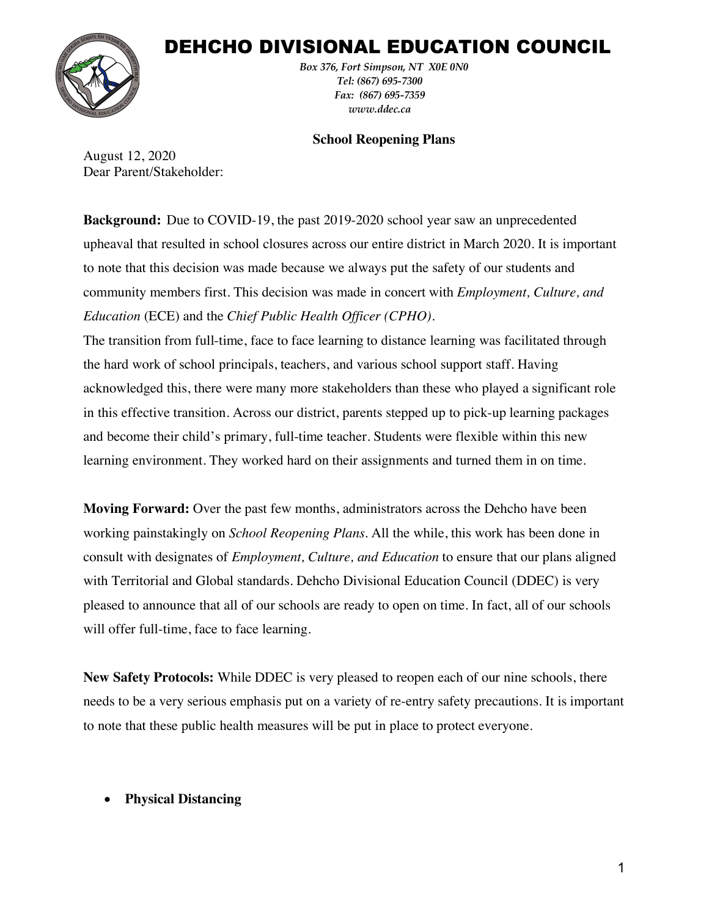# DEHCHO DIVISIONAL EDUCATION COUNCIL

*Box 376, Fort Simpson, NT X0E 0N0*
*Tel: (867) 695-7300*
*Fax: (867) 695-7359*
*www.ddec.ca*

**School Reopening Plans**

August 12, 2020
Dear Parent/Stakeholder:

**Background:** Due to COVID-19, the past 2019-2020 school year saw an unprecedented upheaval that resulted in school closures across our entire district in March 2020. It is important to note that this decision was made because we always put the safety of our students and community members first. This decision was made in concert with *Employment, Culture, and Education* (ECE) and the *Chief Public Health Officer (CPHO)*.
The transition from full-time, face to face learning to distance learning was facilitated through the hard work of school principals, teachers, and various school support staff. Having acknowledged this, there were many more stakeholders than these who played a significant role in this effective transition. Across our district, parents stepped up to pick-up learning packages and become their child's primary, full-time teacher. Students were flexible within this new learning environment. They worked hard on their assignments and turned them in on time.

**Moving Forward:** Over the past few months, administrators across the Dehcho have been working painstakingly on *School Reopening Plans*. All the while, this work has been done in consult with designates of *Employment, Culture, and Education* to ensure that our plans aligned with Territorial and Global standards. Dehcho Divisional Education Council (DDEC) is very pleased to announce that all of our schools are ready to open on time. In fact, all of our schools will offer full-time, face to face learning.

**New Safety Protocols:** While DDEC is very pleased to reopen each of our nine schools, there needs to be a very serious emphasis put on a variety of re-entry safety precautions. It is important to note that these public health measures will be put in place to protect everyone.

- **Physical Distancing**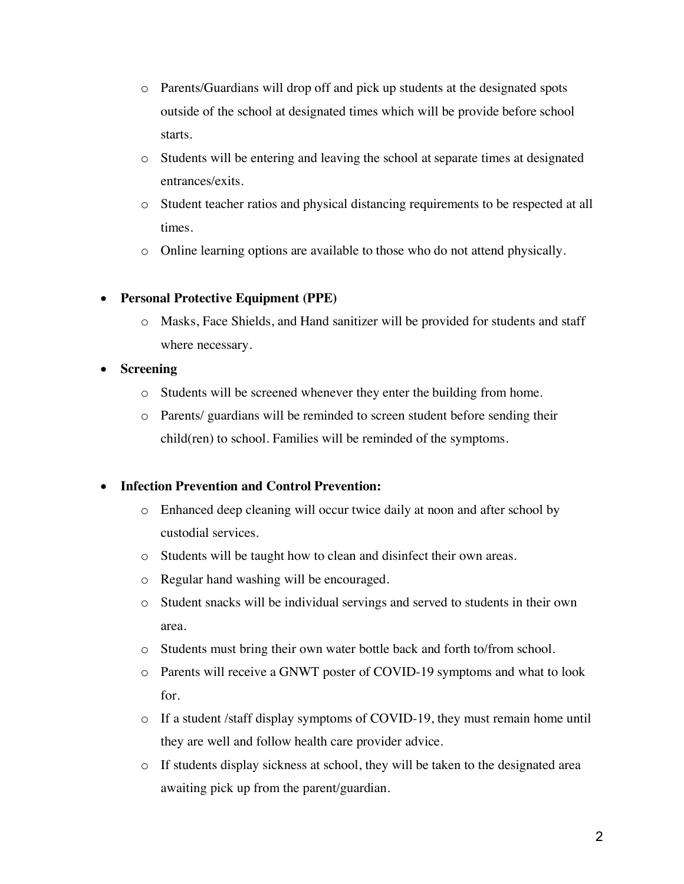- Parents/Guardians will drop off and pick up students at the designated spots outside of the school at designated times which will be provide before school starts.
  - Students will be entering and leaving the school at separate times at designated entrances/exits.
  - Student teacher ratios and physical distancing requirements to be respected at all times.
  - Online learning options are available to those who do not attend physically.

- **Personal Protective Equipment (PPE)**
  - Masks, Face Shields, and Hand sanitizer will be provided for students and staff where necessary.
- **Screening**
  - Students will be screened whenever they enter the building from home.
  - Parents/ guardians will be reminded to screen student before sending their child(ren) to school. Families will be reminded of the symptoms.

- **Infection Prevention and Control Prevention:**
  - Enhanced deep cleaning will occur twice daily at noon and after school by custodial services.
  - Students will be taught how to clean and disinfect their own areas.
  - Regular hand washing will be encouraged.
  - Student snacks will be individual servings and served to students in their own area.
  - Students must bring their own water bottle back and forth to/from school.
  - Parents will receive a GNWT poster of COVID-19 symptoms and what to look for.
  - If a student /staff display symptoms of COVID-19, they must remain home until they are well and follow health care provider advice.
  - If students display sickness at school, they will be taken to the designated area awaiting pick up from the parent/guardian.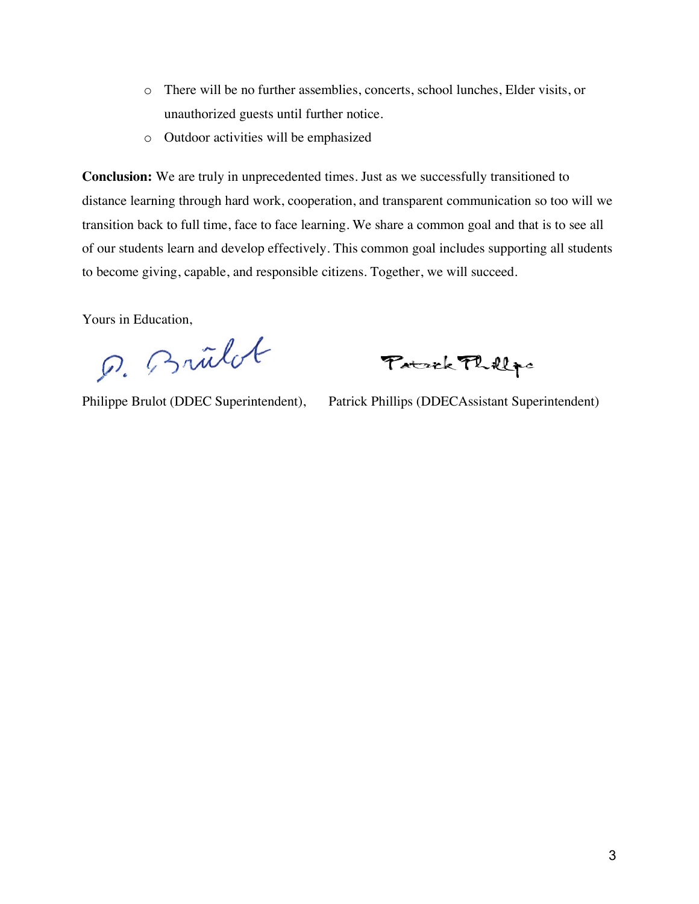- There will be no further assemblies, concerts, school lunches, Elder visits, or unauthorized guests until further notice.
- Outdoor activities will be emphasized

**Conclusion:** We are truly in unprecedented times. Just as we successfully transitioned to distance learning through hard work, cooperation, and transparent communication so too will we transition back to full time, face to face learning. We share a common goal and that is to see all of our students learn and develop effectively. This common goal includes supporting all students to become giving, capable, and responsible citizens. Together, we will succeed.

Yours in Education,

Philippe Brulot (DDEC Superintendent), Patrick Phillips (DDECAssistant Superintendent)